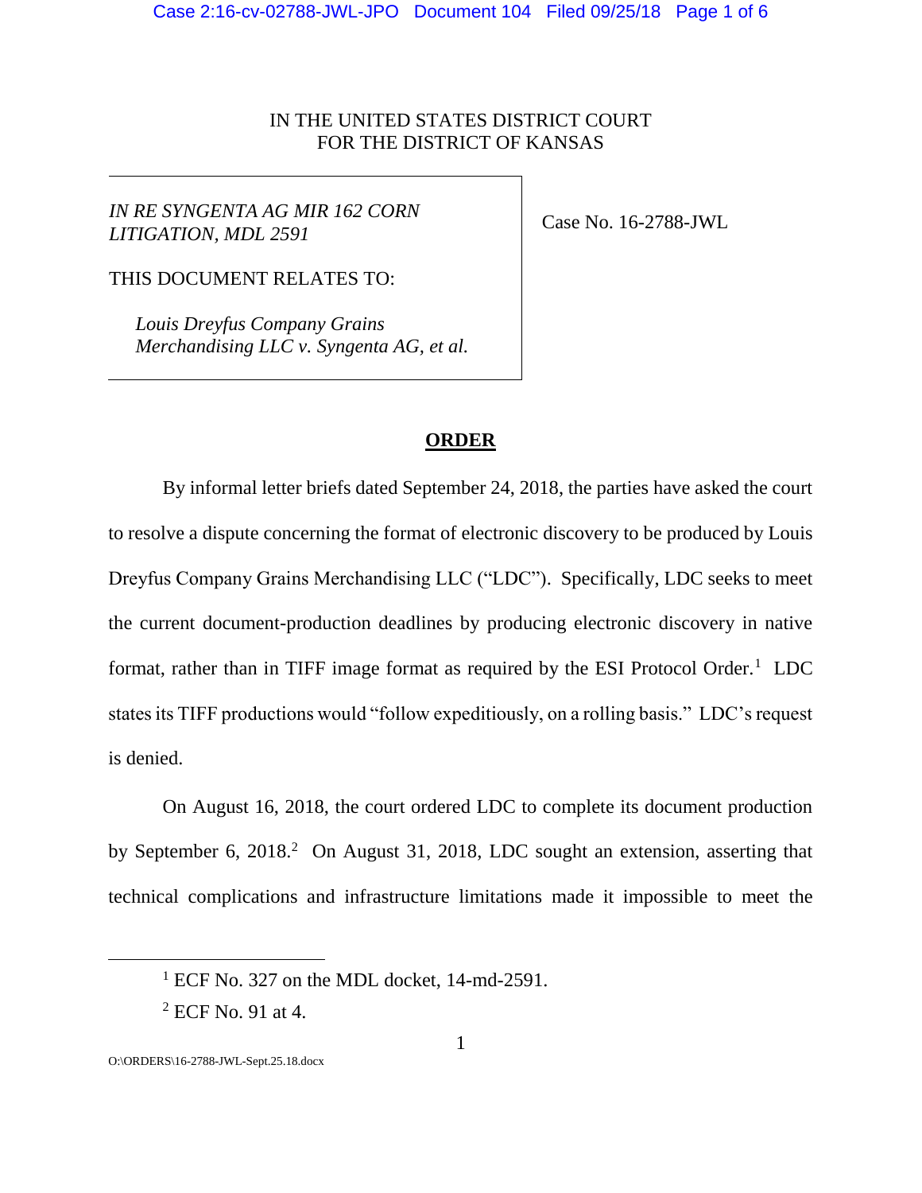IN THE UNITED STATES DISTRICT COURT
FOR THE DISTRICT OF KANSAS

*IN RE SYNGENTA AG MIR 162 CORN LITIGATION, MDL 2591*

THIS DOCUMENT RELATES TO:

*Louis Dreyfus Company Grains Merchandising LLC v. Syngenta AG, et al.*

Case No. 16-2788-JWL

## ORDER

By informal letter briefs dated September 24, 2018, the parties have asked the court to resolve a dispute concerning the format of electronic discovery to be produced by Louis Dreyfus Company Grains Merchandising LLC ("LDC"). Specifically, LDC seeks to meet the current document-production deadlines by producing electronic discovery in native format, rather than in TIFF image format as required by the ESI Protocol Order.[1] LDC states its TIFF productions would "follow expeditiously, on a rolling basis." LDC's request is denied.

On August 16, 2018, the court ordered LDC to complete its document production by September 6, 2018.[2] On August 31, 2018, LDC sought an extension, asserting that technical complications and infrastructure limitations made it impossible to meet the

[1] ECF No. 327 on the MDL docket, 14-md-2591.

[2] ECF No. 91 at 4.

O:\ORDERS\16-2788-JWL-Sept.25.18.docx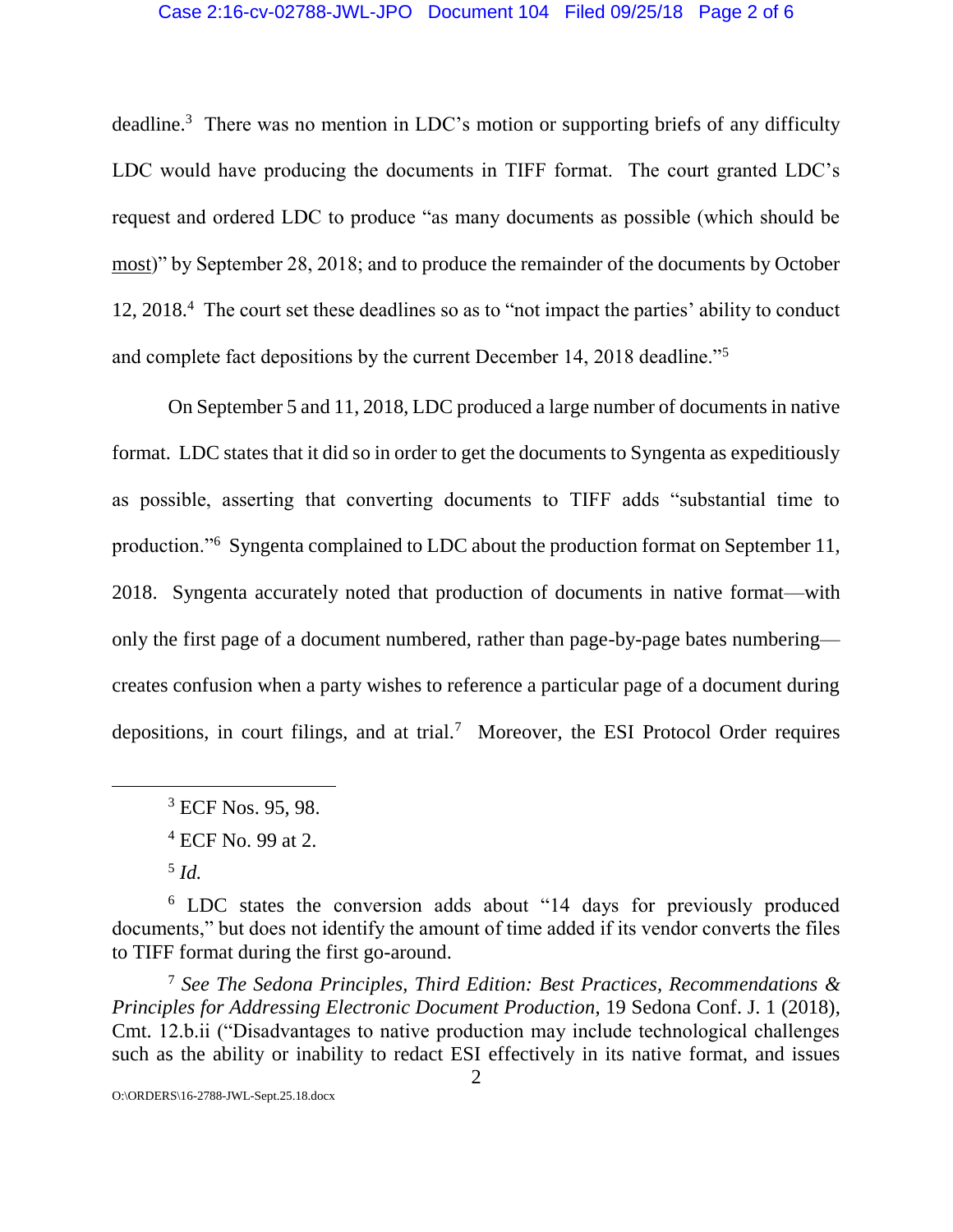deadline.[3] There was no mention in LDC's motion or supporting briefs of any difficulty LDC would have producing the documents in TIFF format. The court granted LDC's request and ordered LDC to produce "as many documents as possible (which should be most)" by September 28, 2018; and to produce the remainder of the documents by October 12, 2018.[4] The court set these deadlines so as to "not impact the parties' ability to conduct and complete fact depositions by the current December 14, 2018 deadline."[5]

On September 5 and 11, 2018, LDC produced a large number of documents in native format. LDC states that it did so in order to get the documents to Syngenta as expeditiously as possible, asserting that converting documents to TIFF adds "substantial time to production."[6] Syngenta complained to LDC about the production format on September 11, 2018. Syngenta accurately noted that production of documents in native format—with only the first page of a document numbered, rather than page-by-page bates numbering—creates confusion when a party wishes to reference a particular page of a document during depositions, in court filings, and at trial.[7] Moreover, the ESI Protocol Order requires

---

[3] ECF Nos. 95, 98.

[4] ECF No. 99 at 2.

[5] *Id.*

[6] LDC states the conversion adds about "14 days for previously produced documents," but does not identify the amount of time added if its vendor converts the files to TIFF format during the first go-around.

[7] *See The Sedona Principles, Third Edition: Best Practices, Recommendations & Principles for Addressing Electronic Document Production*, 19 Sedona Conf. J. 1 (2018), Cmt. 12.b.ii ("Disadvantages to native production may include technological challenges such as the ability or inability to redact ESI effectively in its native format, and issues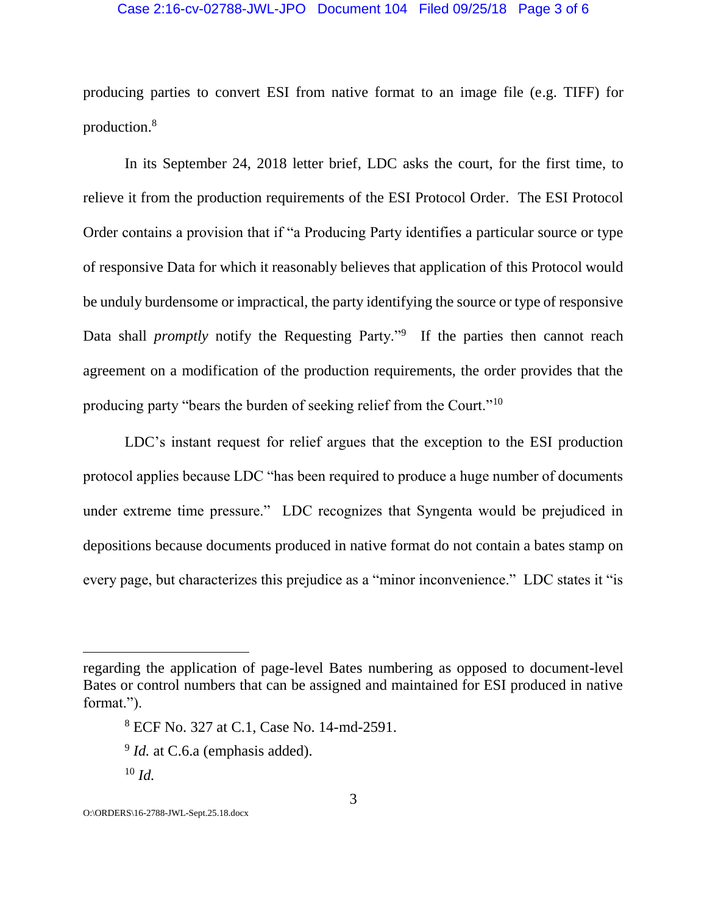producing parties to convert ESI from native format to an image file (e.g. TIFF) for production.[8]

In its September 24, 2018 letter brief, LDC asks the court, for the first time, to relieve it from the production requirements of the ESI Protocol Order. The ESI Protocol Order contains a provision that if "a Producing Party identifies a particular source or type of responsive Data for which it reasonably believes that application of this Protocol would be unduly burdensome or impractical, the party identifying the source or type of responsive Data shall *promptly* notify the Requesting Party."[9] If the parties then cannot reach agreement on a modification of the production requirements, the order provides that the producing party "bears the burden of seeking relief from the Court."[10]

LDC's instant request for relief argues that the exception to the ESI production protocol applies because LDC "has been required to produce a huge number of documents under extreme time pressure." LDC recognizes that Syngenta would be prejudiced in depositions because documents produced in native format do not contain a bates stamp on every page, but characterizes this prejudice as a "minor inconvenience." LDC states it "is

---

regarding the application of page-level Bates numbering as opposed to document-level Bates or control numbers that can be assigned and maintained for ESI produced in native format.").

[8] ECF No. 327 at C.1, Case No. 14-md-2591.

[9] *Id.* at C.6.a (emphasis added).

[10] *Id.*

O:\ORDERS\16-2788-JWL-Sept.25.18.docx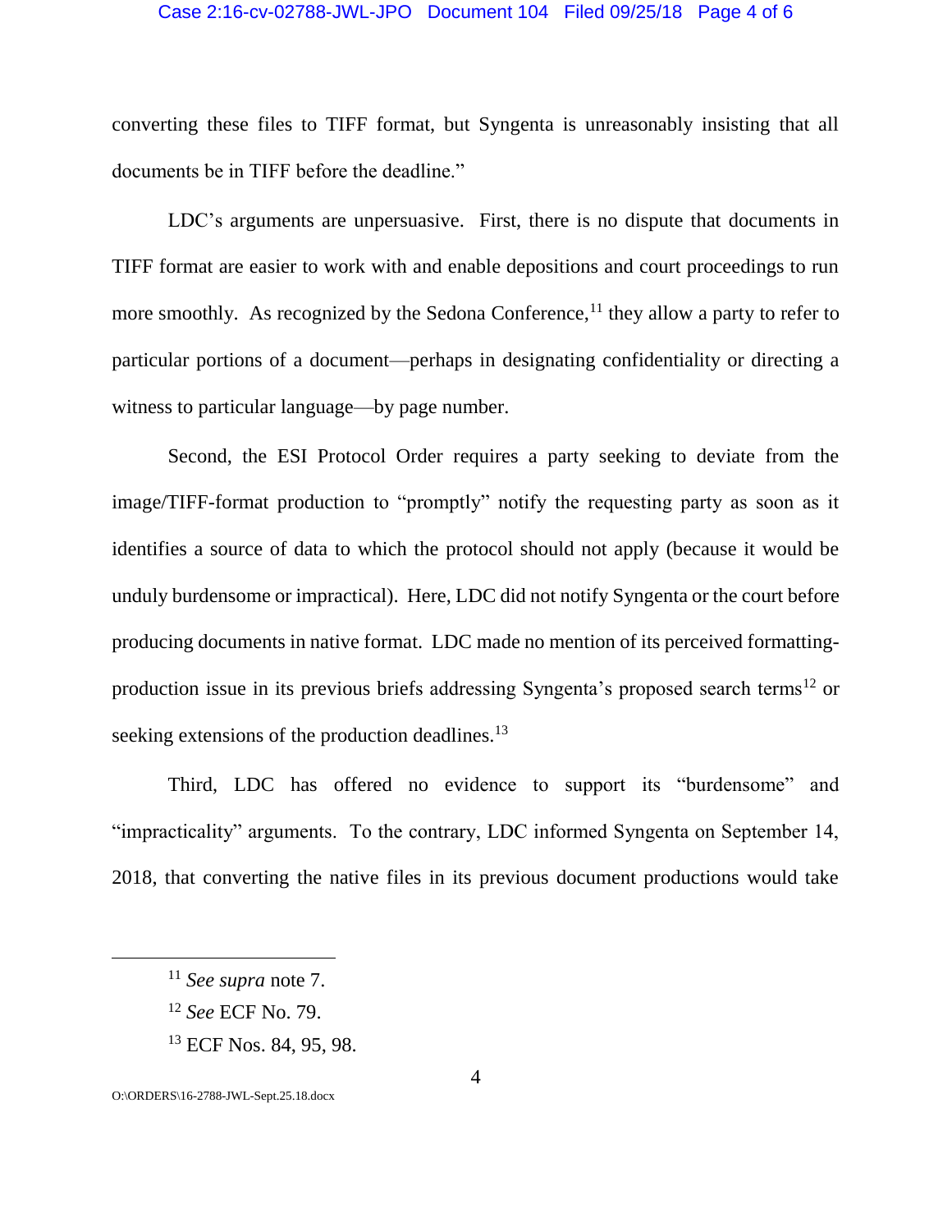converting these files to TIFF format, but Syngenta is unreasonably insisting that all documents be in TIFF before the deadline."

LDC's arguments are unpersuasive. First, there is no dispute that documents in TIFF format are easier to work with and enable depositions and court proceedings to run more smoothly. As recognized by the Sedona Conference,[11] they allow a party to refer to particular portions of a document—perhaps in designating confidentiality or directing a witness to particular language—by page number.

Second, the ESI Protocol Order requires a party seeking to deviate from the image/TIFF-format production to "promptly" notify the requesting party as soon as it identifies a source of data to which the protocol should not apply (because it would be unduly burdensome or impractical). Here, LDC did not notify Syngenta or the court before producing documents in native format. LDC made no mention of its perceived formatting-production issue in its previous briefs addressing Syngenta's proposed search terms[12] or seeking extensions of the production deadlines.[13]

Third, LDC has offered no evidence to support its "burdensome" and "impracticality" arguments. To the contrary, LDC informed Syngenta on September 14, 2018, that converting the native files in its previous document productions would take

---

[11] *See supra* note 7.

[12] *See* ECF No. 79.

[13] ECF Nos. 84, 95, 98.

O:\ORDERS\16-2788-JWL-Sept.25.18.docx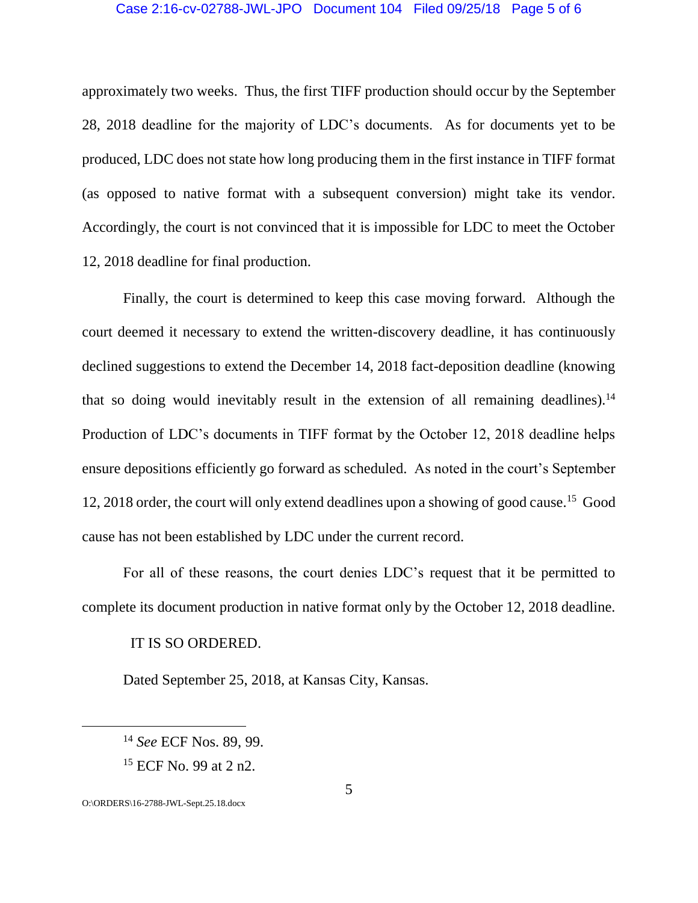approximately two weeks. Thus, the first TIFF production should occur by the September 28, 2018 deadline for the majority of LDC's documents. As for documents yet to be produced, LDC does not state how long producing them in the first instance in TIFF format (as opposed to native format with a subsequent conversion) might take its vendor. Accordingly, the court is not convinced that it is impossible for LDC to meet the October 12, 2018 deadline for final production.

Finally, the court is determined to keep this case moving forward. Although the court deemed it necessary to extend the written-discovery deadline, it has continuously declined suggestions to extend the December 14, 2018 fact-deposition deadline (knowing that so doing would inevitably result in the extension of all remaining deadlines).[14] Production of LDC's documents in TIFF format by the October 12, 2018 deadline helps ensure depositions efficiently go forward as scheduled. As noted in the court's September 12, 2018 order, the court will only extend deadlines upon a showing of good cause.[15] Good cause has not been established by LDC under the current record.

For all of these reasons, the court denies LDC's request that it be permitted to complete its document production in native format only by the October 12, 2018 deadline.

IT IS SO ORDERED.

Dated September 25, 2018, at Kansas City, Kansas.

---

[14] *See* ECF Nos. 89, 99.

[15] ECF No. 99 at 2 n2.

O:\ORDERS\16-2788-JWL-Sept.25.18.docx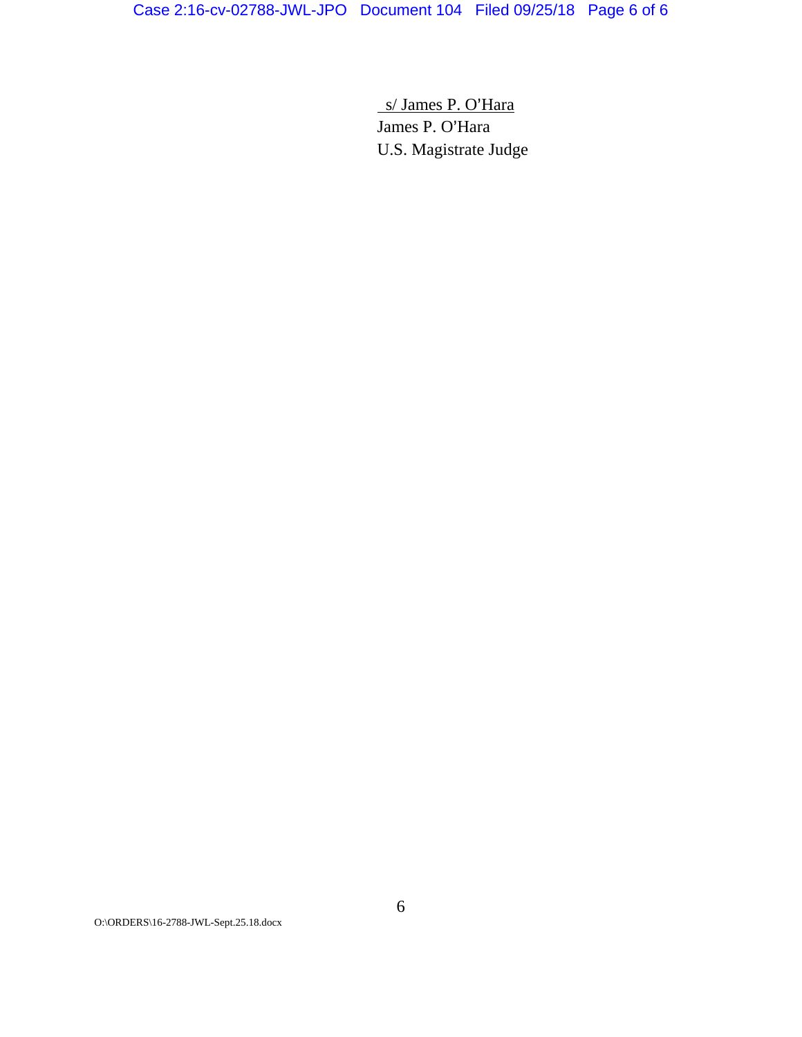s/ James P. O'Hara

James P. O'Hara

U.S. Magistrate Judge

O:\ORDERS\16-2788-JWL-Sept.25.18.docx